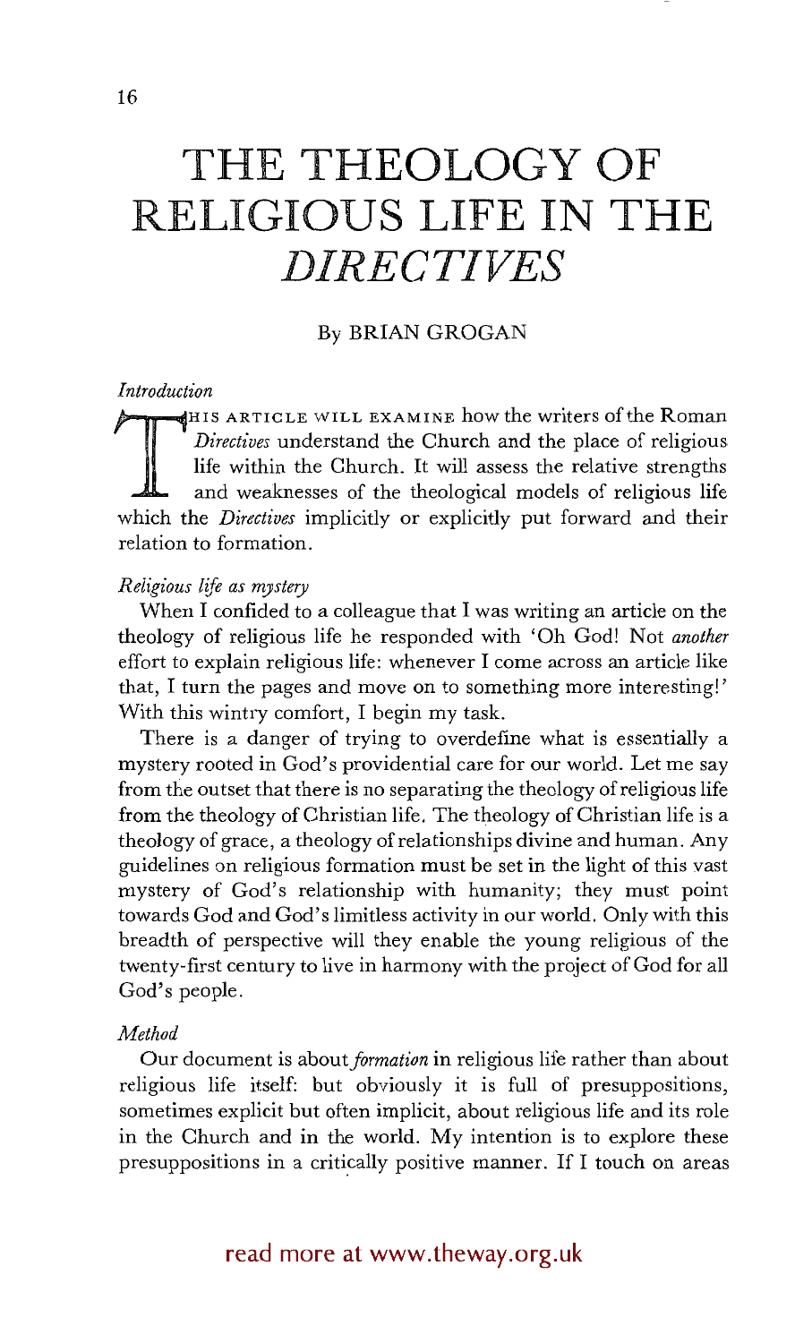# THE THEOLOGY OF RELIGIOUS LIFE IN THE *DIRECTIVES*

By BRIAN GROGAN

*Introduction*

THIS ARTICLE WILL EXAMINE how the writers of the Roman *Directives* understand the Church and the place of religious life within the Church. It will assess the relative strengths and weaknesses of the theological models of religious life which the *Directives* implicitly or explicitly put forward and their relation to formation.

*Religious life as mystery*

When I confided to a colleague that I was writing an article on the theology of religious life he responded with 'Oh God! Not *another* effort to explain religious life: whenever I come across an article like that, I turn the pages and move on to something more interesting!' With this wintry comfort, I begin my task.

There is a danger of trying to overdefine what is essentially a mystery rooted in God's providential care for our world. Let me say from the outset that there is no separating the theology of religious life from the theology of Christian life. The theology of Christian life is a theology of grace, a theology of relationships divine and human. Any guidelines on religious formation must be set in the light of this vast mystery of God's relationship with humanity; they must point towards God and God's limitless activity in our world. Only with this breadth of perspective will they enable the young religious of the twenty-first century to live in harmony with the project of God for all God's people.

*Method*

Our document is about *formation* in religious life rather than about religious life itself: but obviously it is full of presuppositions, sometimes explicit but often implicit, about religious life and its role in the Church and in the world. My intention is to explore these presuppositions in a critically positive manner. If I touch on areas

read more at www.theway.org.uk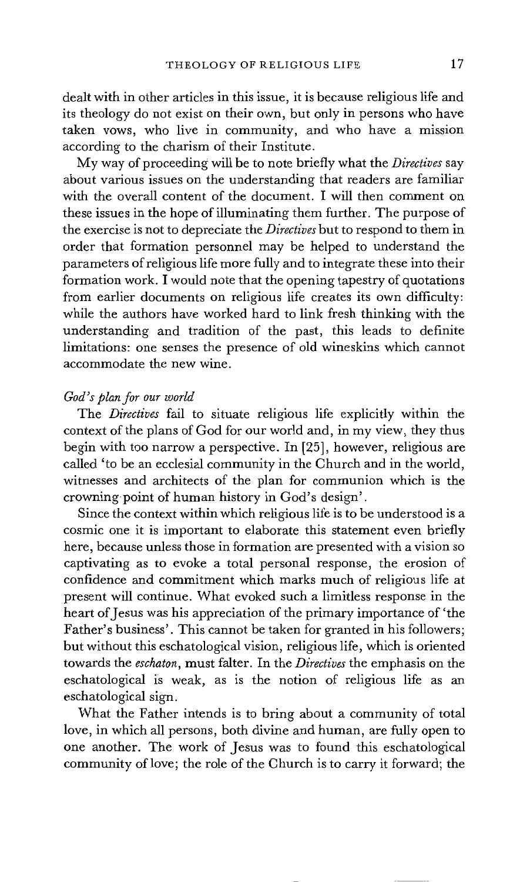dealt with in other articles in this issue, it is because religious life and its theology do not exist on their own, but only in persons who have taken vows, who live in community, and who have a mission according to the charism of their Institute.

My way of proceeding will be to note briefly what the *Directives* say about various issues on the understanding that readers are familiar with the overall content of the document. I will then comment on these issues in the hope of illuminating them further. The purpose of the exercise is not to depreciate the *Directives* but to respond to them in order that formation personnel may be helped to understand the parameters of religious life more fully and to integrate these into their formation work. I would note that the opening tapestry of quotations from earlier documents on religious life creates its own difficulty: while the authors have worked hard to link fresh thinking with the understanding and tradition of the past, this leads to definite limitations: one senses the presence of old wineskins which cannot accommodate the new wine.

*God's plan for our world*

The *Directives* fail to situate religious life explicitly within the context of the plans of God for our world and, in my view, they thus begin with too narrow a perspective. In [25], however, religious are called 'to be an ecclesial community in the Church and in the world, witnesses and architects of the plan for communion which is the crowning point of human history in God's design'.

Since the context within which religious life is to be understood is a cosmic one it is important to elaborate this statement even briefly here, because unless those in formation are presented with a vision so captivating as to evoke a total personal response, the erosion of confidence and commitment which marks much of religious life at present will continue. What evoked such a limitless response in the heart of Jesus was his appreciation of the primary importance of 'the Father's business'. This cannot be taken for granted in his followers; but without this eschatological vision, religious life, which is oriented towards the *eschaton*, must falter. In the *Directives* the emphasis on the eschatological is weak, as is the notion of religious life as an eschatological sign.

What the Father intends is to bring about a community of total love, in which all persons, both divine and human, are fully open to one another. The work of Jesus was to found this eschatological community of love; the role of the Church is to carry it forward; the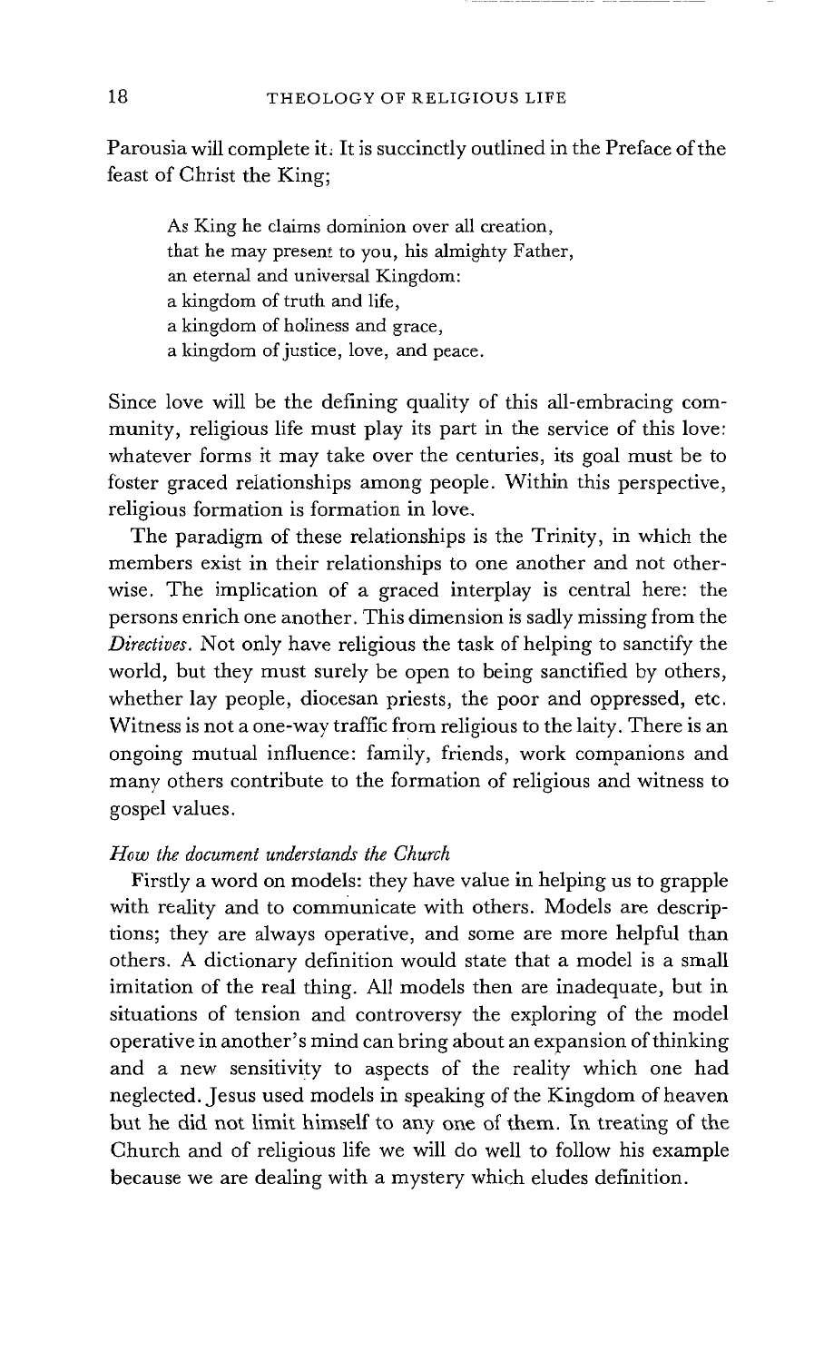Parousia will complete it. It is succinctly outlined in the Preface of the feast of Christ the King;

> As King he claims dominion over all creation,
> that he may present to you, his almighty Father,
> an eternal and universal Kingdom:
> a kingdom of truth and life,
> a kingdom of holiness and grace,
> a kingdom of justice, love, and peace.

Since love will be the defining quality of this all-embracing community, religious life must play its part in the service of this love: whatever forms it may take over the centuries, its goal must be to foster graced relationships among people. Within this perspective, religious formation is formation in love.

The paradigm of these relationships is the Trinity, in which the members exist in their relationships to one another and not otherwise. The implication of a graced interplay is central here: the persons enrich one another. This dimension is sadly missing from the *Directives*. Not only have religious the task of helping to sanctify the world, but they must surely be open to being sanctified by others, whether lay people, diocesan priests, the poor and oppressed, etc. Witness is not a one-way traffic from religious to the laity. There is an ongoing mutual influence: family, friends, work companions and many others contribute to the formation of religious and witness to gospel values.

### *How the document understands the Church*

Firstly a word on models: they have value in helping us to grapple with reality and to communicate with others. Models are descriptions; they are always operative, and some are more helpful than others. A dictionary definition would state that a model is a small imitation of the real thing. All models then are inadequate, but in situations of tension and controversy the exploring of the model operative in another's mind can bring about an expansion of thinking and a new sensitivity to aspects of the reality which one had neglected. Jesus used models in speaking of the Kingdom of heaven but he did not limit himself to any one of them. In treating of the Church and of religious life we will do well to follow his example because we are dealing with a mystery which eludes definition.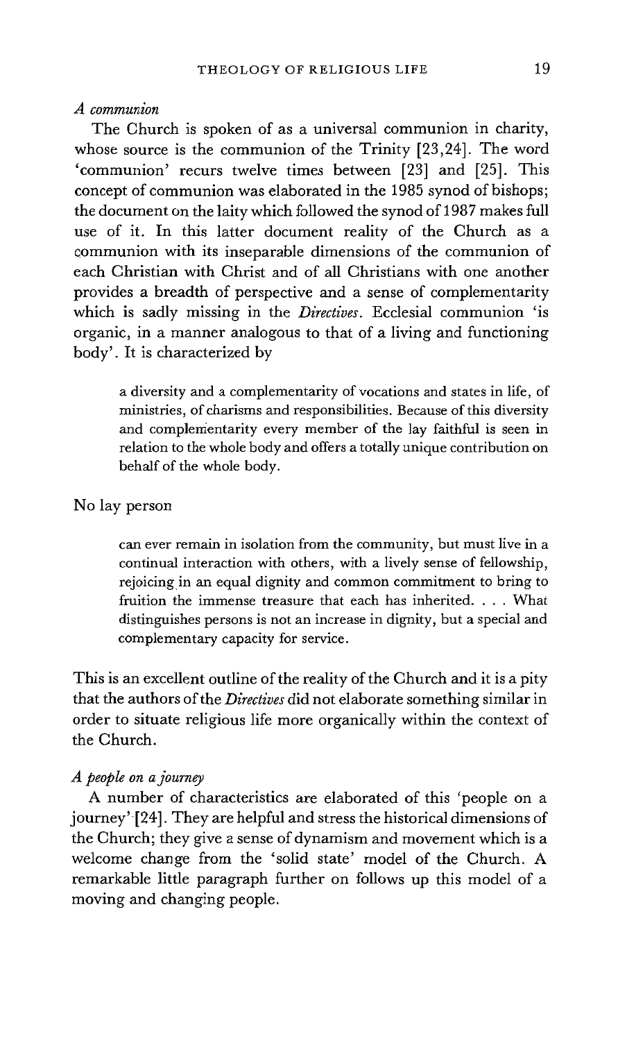*A communion*

The Church is spoken of as a universal communion in charity, whose source is the communion of the Trinity [23,24]. The word 'communion' recurs twelve times between [23] and [25]. This concept of communion was elaborated in the 1985 synod of bishops; the document on the laity which followed the synod of 1987 makes full use of it. In this latter document reality of the Church as a communion with its inseparable dimensions of the communion of each Christian with Christ and of all Christians with one another provides a breadth of perspective and a sense of complementarity which is sadly missing in the *Directives*. Ecclesial communion 'is organic, in a manner analogous to that of a living and functioning body'. It is characterized by

> a diversity and a complementarity of vocations and states in life, of ministries, of charisms and responsibilities. Because of this diversity and complementarity every member of the lay faithful is seen in relation to the whole body and offers a totally unique contribution on behalf of the whole body.

No lay person

> can ever remain in isolation from the community, but must live in a continual interaction with others, with a lively sense of fellowship, rejoicing in an equal dignity and common commitment to bring to fruition the immense treasure that each has inherited. . . . What distinguishes persons is not an increase in dignity, but a special and complementary capacity for service.

This is an excellent outline of the reality of the Church and it is a pity that the authors of the *Directives* did not elaborate something similar in order to situate religious life more organically within the context of the Church.

*A people on a journey*

A number of characteristics are elaborated of this 'people on a journey' [24]. They are helpful and stress the historical dimensions of the Church; they give a sense of dynamism and movement which is a welcome change from the 'solid state' model of the Church. A remarkable little paragraph further on follows up this model of a moving and changing people.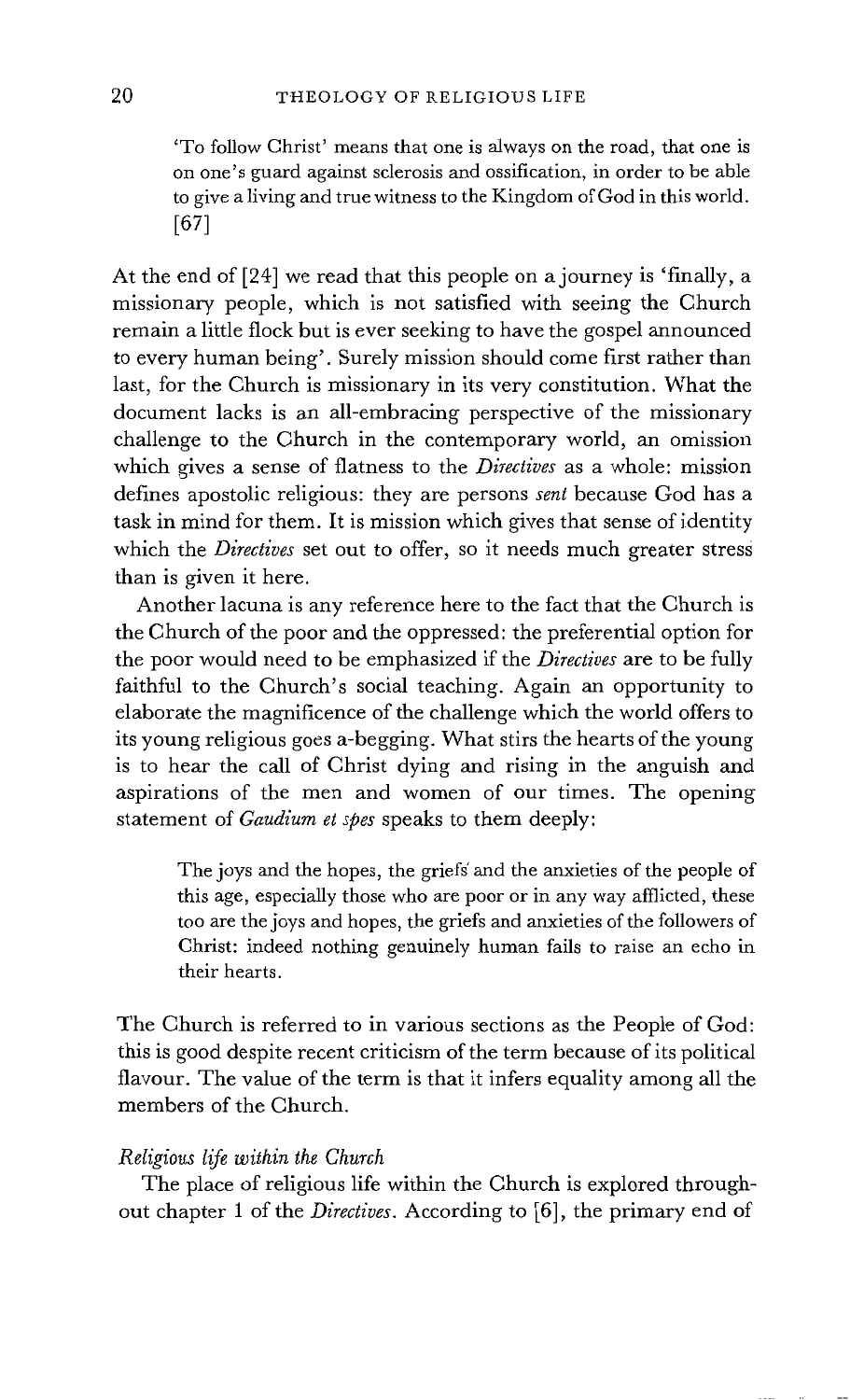> 'To follow Christ' means that one is always on the road, that one is on one's guard against sclerosis and ossification, in order to be able to give a living and true witness to the Kingdom of God in this world. [67]

At the end of [24] we read that this people on a journey is 'finally, a missionary people, which is not satisfied with seeing the Church remain a little flock but is ever seeking to have the gospel announced to every human being'. Surely mission should come first rather than last, for the Church is missionary in its very constitution. What the document lacks is an all-embracing perspective of the missionary challenge to the Church in the contemporary world, an omission which gives a sense of flatness to the *Directives* as a whole: mission defines apostolic religious: they are persons *sent* because God has a task in mind for them. It is mission which gives that sense of identity which the *Directives* set out to offer, so it needs much greater stress than is given it here.

Another lacuna is any reference here to the fact that the Church is the Church of the poor and the oppressed: the preferential option for the poor would need to be emphasized if the *Directives* are to be fully faithful to the Church's social teaching. Again an opportunity to elaborate the magnificence of the challenge which the world offers to its young religious goes a-begging. What stirs the hearts of the young is to hear the call of Christ dying and rising in the anguish and aspirations of the men and women of our times. The opening statement of *Gaudium et spes* speaks to them deeply:

> The joys and the hopes, the griefs and the anxieties of the people of this age, especially those who are poor or in any way afflicted, these too are the joys and hopes, the griefs and anxieties of the followers of Christ: indeed nothing genuinely human fails to raise an echo in their hearts.

The Church is referred to in various sections as the People of God: this is good despite recent criticism of the term because of its political flavour. The value of the term is that it infers equality among all the members of the Church.

*Religious life within the Church*

The place of religious life within the Church is explored throughout chapter 1 of the *Directives*. According to [6], the primary end of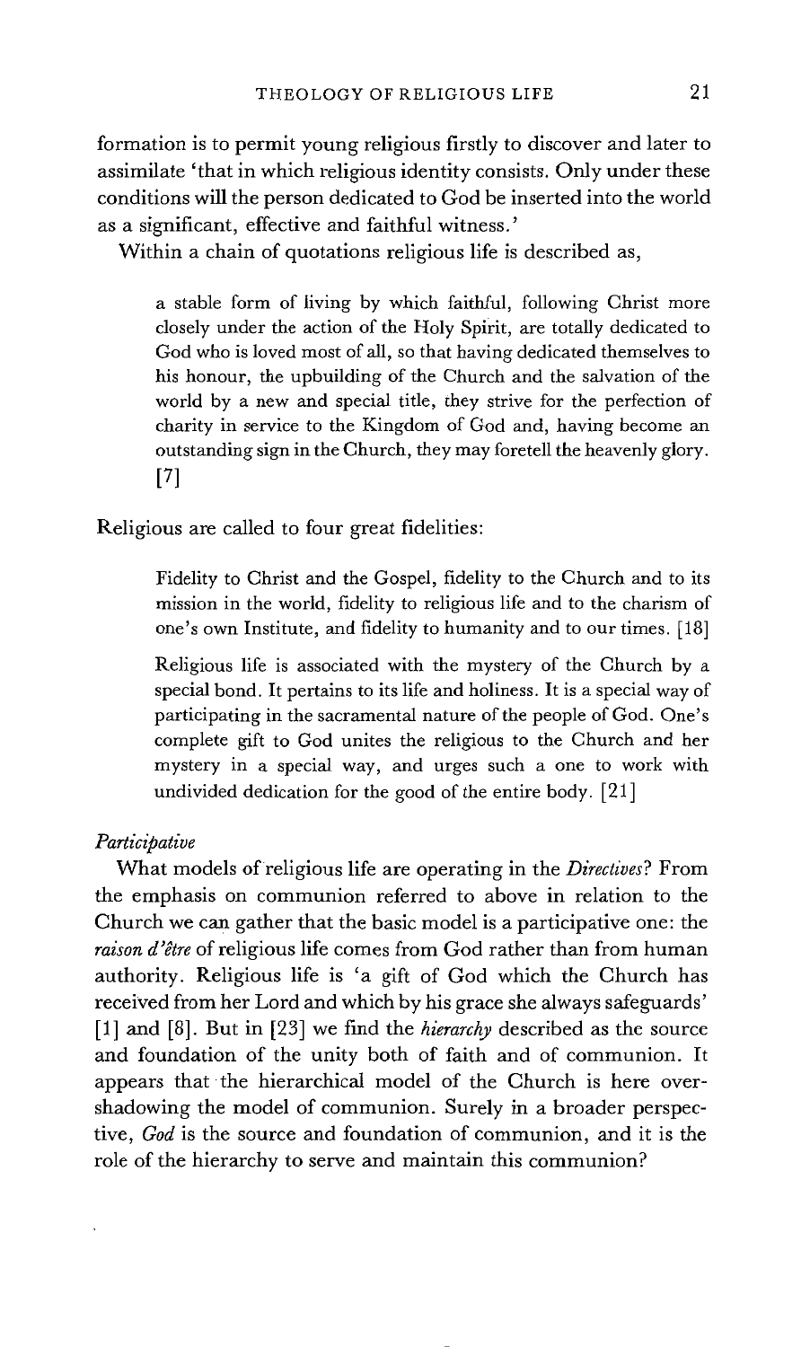formation is to permit young religious firstly to discover and later to assimilate 'that in which religious identity consists. Only under these conditions will the person dedicated to God be inserted into the world as a significant, effective and faithful witness.'

Within a chain of quotations religious life is described as,

> a stable form of living by which faithful, following Christ more closely under the action of the Holy Spirit, are totally dedicated to God who is loved most of all, so that having dedicated themselves to his honour, the upbuilding of the Church and the salvation of the world by a new and special title, they strive for the perfection of charity in service to the Kingdom of God and, having become an outstanding sign in the Church, they may foretell the heavenly glory. [7]

Religious are called to four great fidelities:

> Fidelity to Christ and the Gospel, fidelity to the Church and to its mission in the world, fidelity to religious life and to the charism of one's own Institute, and fidelity to humanity and to our times. [18]
>
> Religious life is associated with the mystery of the Church by a special bond. It pertains to its life and holiness. It is a special way of participating in the sacramental nature of the people of God. One's complete gift to God unites the religious to the Church and her mystery in a special way, and urges such a one to work with undivided dedication for the good of the entire body. [21]

*Participative*

What models of religious life are operating in the *Directives*? From the emphasis on communion referred to above in relation to the Church we can gather that the basic model is a participative one: the *raison d'être* of religious life comes from God rather than from human authority. Religious life is 'a gift of God which the Church has received from her Lord and which by his grace she always safeguards' [1] and [8]. But in [23] we find the *hierarchy* described as the source and foundation of the unity both of faith and of communion. It appears that the hierarchical model of the Church is here overshadowing the model of communion. Surely in a broader perspective, *God* is the source and foundation of communion, and it is the role of the hierarchy to serve and maintain this communion?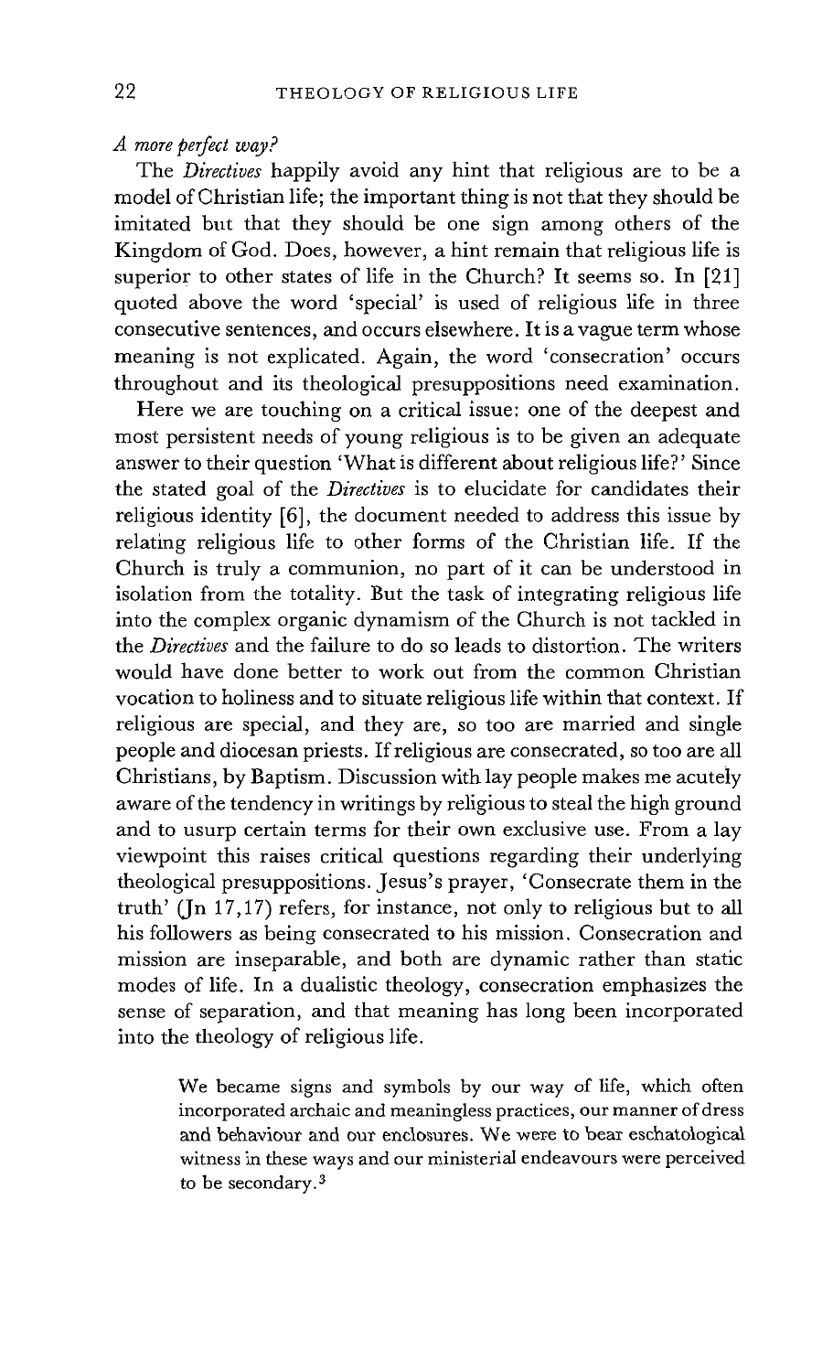*A more perfect way?*

The *Directives* happily avoid any hint that religious are to be a model of Christian life; the important thing is not that they should be imitated but that they should be one sign among others of the Kingdom of God. Does, however, a hint remain that religious life is superior to other states of life in the Church? It seems so. In [21] quoted above the word 'special' is used of religious life in three consecutive sentences, and occurs elsewhere. It is a vague term whose meaning is not explicated. Again, the word 'consecration' occurs throughout and its theological presuppositions need examination.

Here we are touching on a critical issue: one of the deepest and most persistent needs of young religious is to be given an adequate answer to their question 'What is different about religious life?' Since the stated goal of the *Directives* is to elucidate for candidates their religious identity [6], the document needed to address this issue by relating religious life to other forms of the Christian life. If the Church is truly a communion, no part of it can be understood in isolation from the totality. But the task of integrating religious life into the complex organic dynamism of the Church is not tackled in the *Directives* and the failure to do so leads to distortion. The writers would have done better to work out from the common Christian vocation to holiness and to situate religious life within that context. If religious are special, and they are, so too are married and single people and diocesan priests. If religious are consecrated, so too are all Christians, by Baptism. Discussion with lay people makes me acutely aware of the tendency in writings by religious to steal the high ground and to usurp certain terms for their own exclusive use. From a lay viewpoint this raises critical questions regarding their underlying theological presuppositions. Jesus's prayer, 'Consecrate them in the truth' (Jn 17,17) refers, for instance, not only to religious but to all his followers as being consecrated to his mission. Consecration and mission are inseparable, and both are dynamic rather than static modes of life. In a dualistic theology, consecration emphasizes the sense of separation, and that meaning has long been incorporated into the theology of religious life.

> We became signs and symbols by our way of life, which often incorporated archaic and meaningless practices, our manner of dress and behaviour and our enclosures. We were to bear eschatological witness in these ways and our ministerial endeavours were perceived to be secondary.[3]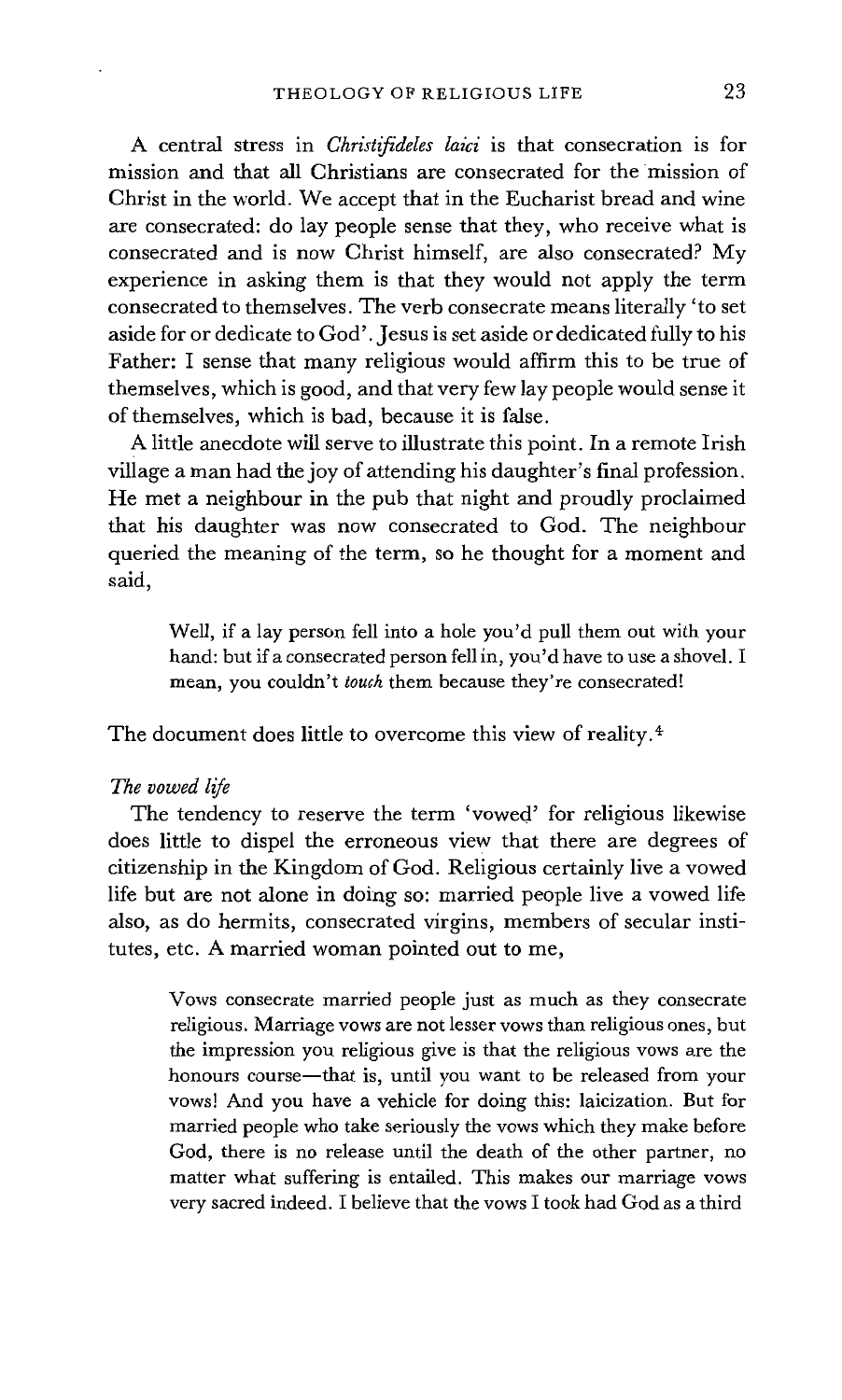A central stress in *Christifideles laici* is that consecration is for mission and that all Christians are consecrated for the mission of Christ in the world. We accept that in the Eucharist bread and wine are consecrated: do lay people sense that they, who receive what is consecrated and is now Christ himself, are also consecrated? My experience in asking them is that they would not apply the term consecrated to themselves. The verb consecrate means literally 'to set aside for or dedicate to God'. Jesus is set aside or dedicated fully to his Father: I sense that many religious would affirm this to be true of themselves, which is good, and that very few lay people would sense it of themselves, which is bad, because it is false.

A little anecdote will serve to illustrate this point. In a remote Irish village a man had the joy of attending his daughter's final profession. He met a neighbour in the pub that night and proudly proclaimed that his daughter was now consecrated to God. The neighbour queried the meaning of the term, so he thought for a moment and said,

> Well, if a lay person fell into a hole you'd pull them out with your hand: but if a consecrated person fell in, you'd have to use a shovel. I mean, you couldn't *touch* them because they're consecrated!

The document does little to overcome this view of reality.[4]

*The vowed life*

The tendency to reserve the term 'vowed' for religious likewise does little to dispel the erroneous view that there are degrees of citizenship in the Kingdom of God. Religious certainly live a vowed life but are not alone in doing so: married people live a vowed life also, as do hermits, consecrated virgins, members of secular institutes, etc. A married woman pointed out to me,

> Vows consecrate married people just as much as they consecrate religious. Marriage vows are not lesser vows than religious ones, but the impression you religious give is that the religious vows are the honours course—that is, until you want to be released from your vows! And you have a vehicle for doing this: laicization. But for married people who take seriously the vows which they make before God, there is no release until the death of the other partner, no matter what suffering is entailed. This makes our marriage vows very sacred indeed. I believe that the vows I took had God as a third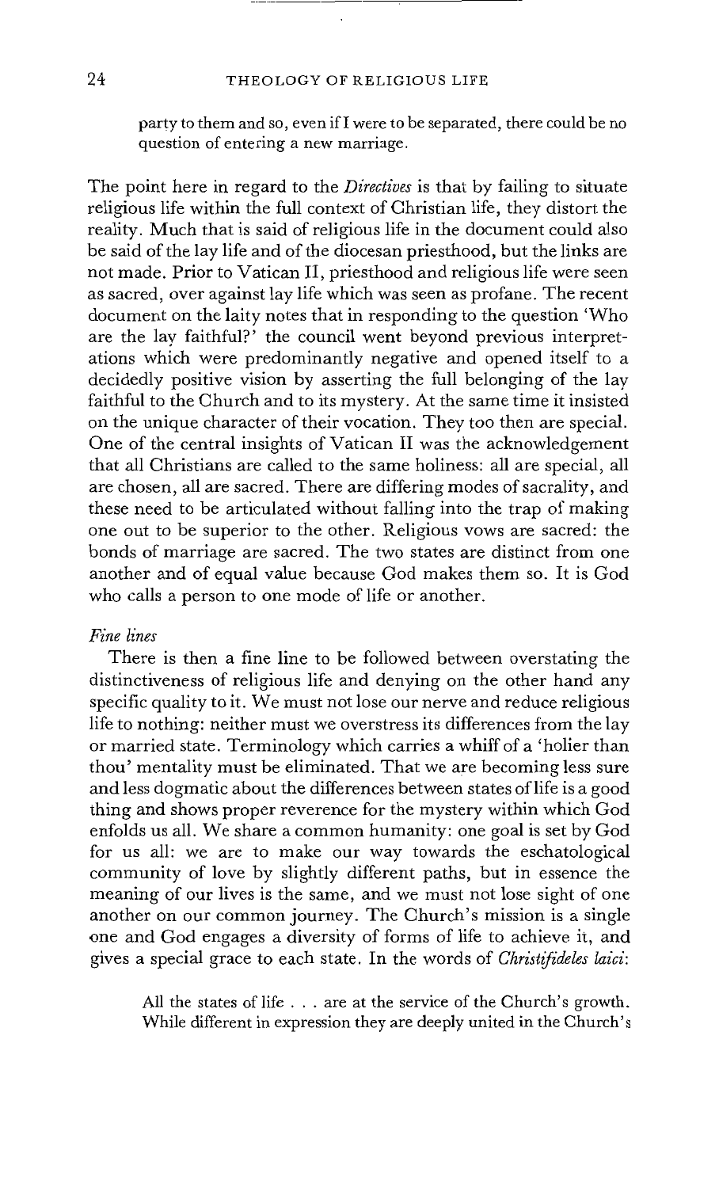party to them and so, even if I were to be separated, there could be no question of entering a new marriage.

The point here in regard to the *Directives* is that by failing to situate religious life within the full context of Christian life, they distort the reality. Much that is said of religious life in the document could also be said of the lay life and of the diocesan priesthood, but the links are not made. Prior to Vatican II, priesthood and religious life were seen as sacred, over against lay life which was seen as profane. The recent document on the laity notes that in responding to the question 'Who are the lay faithful?' the council went beyond previous interpretations which were predominantly negative and opened itself to a decidedly positive vision by asserting the full belonging of the lay faithful to the Church and to its mystery. At the same time it insisted on the unique character of their vocation. They too then are special. One of the central insights of Vatican II was the acknowledgement that all Christians are called to the same holiness: all are special, all are chosen, all are sacred. There are differing modes of sacrality, and these need to be articulated without falling into the trap of making one out to be superior to the other. Religious vows are sacred: the bonds of marriage are sacred. The two states are distinct from one another and of equal value because God makes them so. It is God who calls a person to one mode of life or another.

*Fine lines*

There is then a fine line to be followed between overstating the distinctiveness of religious life and denying on the other hand any specific quality to it. We must not lose our nerve and reduce religious life to nothing: neither must we overstress its differences from the lay or married state. Terminology which carries a whiff of a 'holier than thou' mentality must be eliminated. That we are becoming less sure and less dogmatic about the differences between states of life is a good thing and shows proper reverence for the mystery within which God enfolds us all. We share a common humanity: one goal is set by God for us all: we are to make our way towards the eschatological community of love by slightly different paths, but in essence the meaning of our lives is the same, and we must not lose sight of one another on our common journey. The Church's mission is a single one and God engages a diversity of forms of life to achieve it, and gives a special grace to each state. In the words of *Christifideles laici*:

> All the states of life . . . are at the service of the Church's growth. While different in expression they are deeply united in the Church's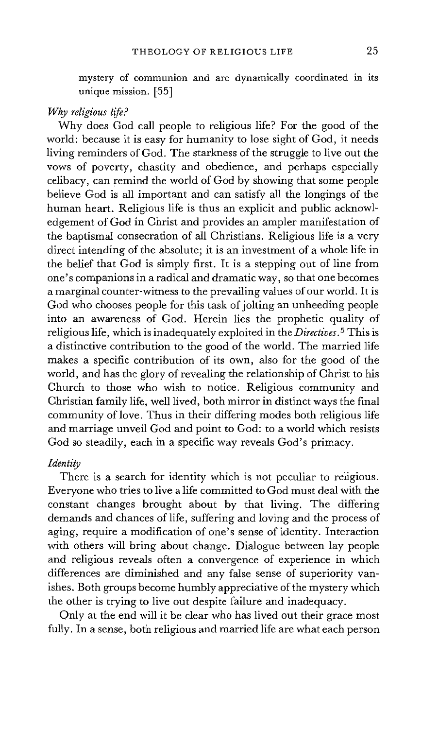mystery of communion and are dynamically coordinated in its unique mission. [55]

*Why religious life?*

Why does God call people to religious life? For the good of the world: because it is easy for humanity to lose sight of God, it needs living reminders of God. The starkness of the struggle to live out the vows of poverty, chastity and obedience, and perhaps especially celibacy, can remind the world of God by showing that some people believe God is all important and can satisfy all the longings of the human heart. Religious life is thus an explicit and public acknowledgement of God in Christ and provides an ampler manifestation of the baptismal consecration of all Christians. Religious life is a very direct intending of the absolute; it is an investment of a whole life in the belief that God is simply first. It is a stepping out of line from one's companions in a radical and dramatic way, so that one becomes a marginal counter-witness to the prevailing values of our world. It is God who chooses people for this task of jolting an unheeding people into an awareness of God. Herein lies the prophetic quality of religious life, which is inadequately exploited in the *Directives*.[5] This is a distinctive contribution to the good of the world. The married life makes a specific contribution of its own, also for the good of the world, and has the glory of revealing the relationship of Christ to his Church to those who wish to notice. Religious community and Christian family life, well lived, both mirror in distinct ways the final community of love. Thus in their differing modes both religious life and marriage unveil God and point to God: to a world which resists God so steadily, each in a specific way reveals God's primacy.

*Identity*

There is a search for identity which is not peculiar to religious. Everyone who tries to live a life committed to God must deal with the constant changes brought about by that living. The differing demands and chances of life, suffering and loving and the process of aging, require a modification of one's sense of identity. Interaction with others will bring about change. Dialogue between lay people and religious reveals often a convergence of experience in which differences are diminished and any false sense of superiority vanishes. Both groups become humbly appreciative of the mystery which the other is trying to live out despite failure and inadequacy.

Only at the end will it be clear who has lived out their grace most fully. In a sense, both religious and married life are what each person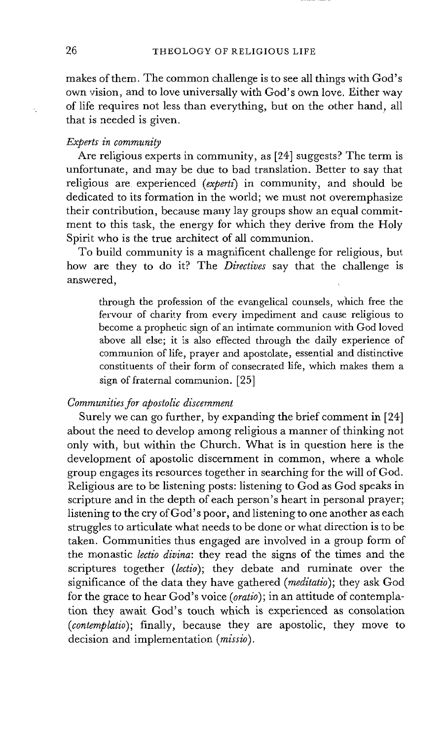makes of them. The common challenge is to see all things with God's own vision, and to love universally with God's own love. Either way of life requires not less than everything, but on the other hand, all that is needed is given.

*Experts in community*

Are religious experts in community, as [24] suggests? The term is unfortunate, and may be due to bad translation. Better to say that religious are experienced (*experti*) in community, and should be dedicated to its formation in the world; we must not overemphasize their contribution, because many lay groups show an equal commitment to this task, the energy for which they derive from the Holy Spirit who is the true architect of all communion.

To build community is a magnificent challenge for religious, but how are they to do it? The *Directives* say that the challenge is answered,

> through the profession of the evangelical counsels, which free the fervour of charity from every impediment and cause religious to become a prophetic sign of an intimate communion with God loved above all else; it is also effected through the daily experience of communion of life, prayer and apostolate, essential and distinctive constituents of their form of consecrated life, which makes them a sign of fraternal communion. [25]

*Communities for apostolic discernment*

Surely we can go further, by expanding the brief comment in [24] about the need to develop among religious a manner of thinking not only with, but within the Church. What is in question here is the development of apostolic discernment in common, where a whole group engages its resources together in searching for the will of God. Religious are to be listening posts: listening to God as God speaks in scripture and in the depth of each person's heart in personal prayer; listening to the cry of God's poor, and listening to one another as each struggles to articulate what needs to be done or what direction is to be taken. Communities thus engaged are involved in a group form of the monastic *lectio divina*: they read the signs of the times and the scriptures together (*lectio*); they debate and ruminate over the significance of the data they have gathered (*meditatio*); they ask God for the grace to hear God's voice (*oratio*); in an attitude of contemplation they await God's touch which is experienced as consolation (*contemplatio*); finally, because they are apostolic, they move to decision and implementation (*missio*).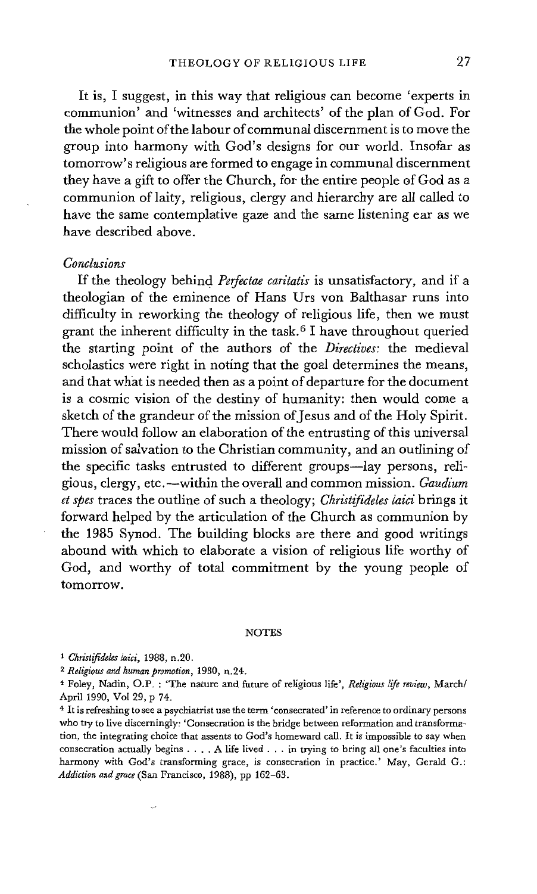It is, I suggest, in this way that religious can become 'experts in communion' and 'witnesses and architects' of the plan of God. For the whole point of the labour of communal discernment is to move the group into harmony with God's designs for our world. Insofar as tomorrow's religious are formed to engage in communal discernment they have a gift to offer the Church, for the entire people of God as a communion of laity, religious, clergy and hierarchy are all called to have the same contemplative gaze and the same listening ear as we have described above.

*Conclusions*

If the theology behind *Perfectae caritatis* is unsatisfactory, and if a theologian of the eminence of Hans Urs von Balthasar runs into difficulty in reworking the theology of religious life, then we must grant the inherent difficulty in the task.[6] I have throughout queried the starting point of the authors of the *Directives*: the medieval scholastics were right in noting that the goal determines the means, and that what is needed then as a point of departure for the document is a cosmic vision of the destiny of humanity: then would come a sketch of the grandeur of the mission of Jesus and of the Holy Spirit. There would follow an elaboration of the entrusting of this universal mission of salvation to the Christian community, and an outlining of the specific tasks entrusted to different groups—lay persons, religious, clergy, etc.—within the overall and common mission. *Gaudium et spes* traces the outline of such a theology; *Christifideles laici* brings it forward helped by the articulation of the Church as communion by the 1985 Synod. The building blocks are there and good writings abound with which to elaborate a vision of religious life worthy of God, and worthy of total commitment by the young people of tomorrow.

## NOTES

[1] *Christifideles laici*, 1988, n.20.

[2] *Religious and human promotion*, 1980, n.24.

[4] Foley, Nadin, O.P. : 'The nature and future of religious life', *Religious life review*, March/April 1990, Vol 29, p 74.

[4] It is refreshing to see a psychiatrist use the term 'consecrated' in reference to ordinary persons who try to live discerningly: 'Consecration is the bridge between reformation and transformation, the integrating choice that assents to God's homeward call. It is impossible to say when consecration actually begins . . . . A life lived . . . in trying to bring all one's faculties into harmony with God's transforming grace, is consecration in practice.' May, Gerald G.: *Addiction and grace* (San Francisco, 1988), pp 162–63.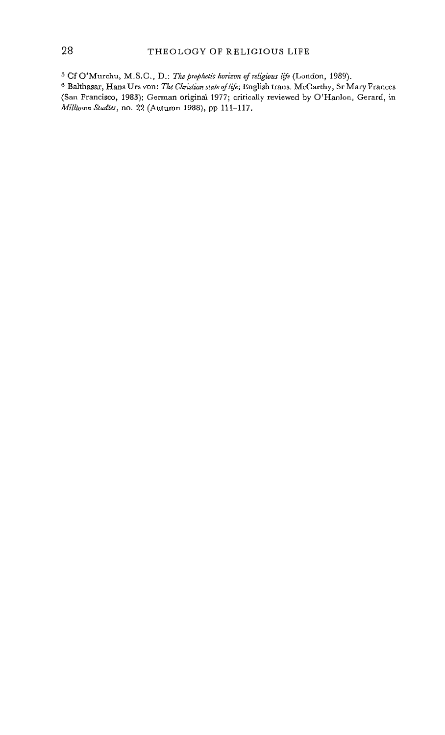[5] Cf O'Murchu, M.S.C., D.: *The prophetic horizon of religious life* (London, 1989).

[6] Balthasar, Hans Urs von: *The Christian state of life*; English trans. McCarthy, Sr Mary Frances (San Francisco, 1983); German original 1977; critically reviewed by O'Hanlon, Gerard, in *Milltown Studies*, no. 22 (Autumn 1988), pp 111–117.